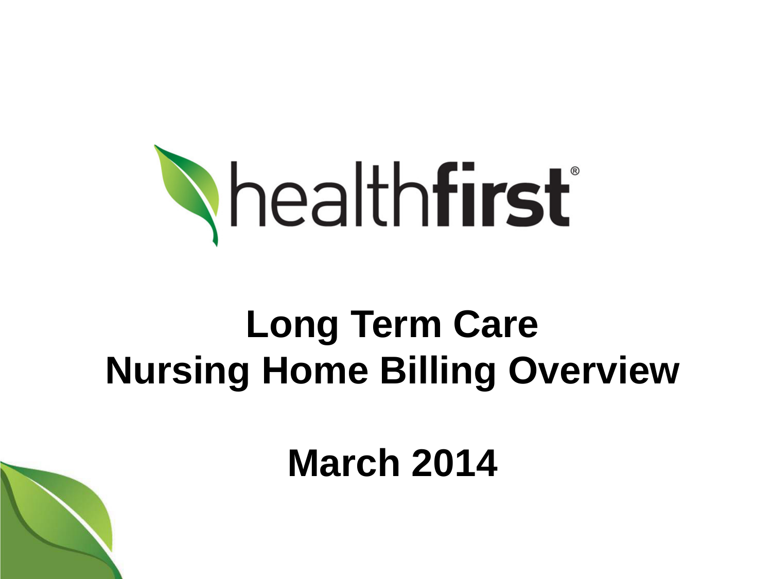healthfirst®

# Long Term Care
# Nursing Home Billing Overview

## March 2014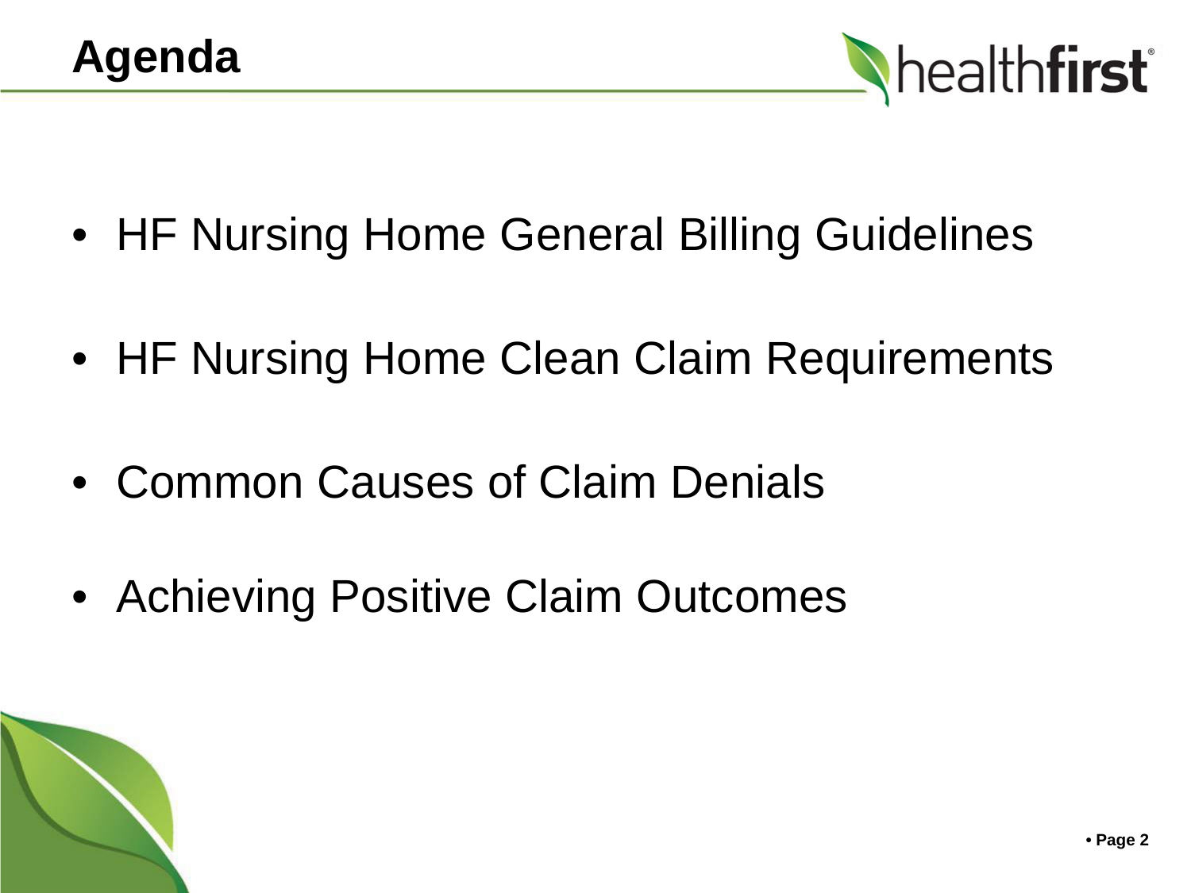# Agenda

- HF Nursing Home General Billing Guidelines
- HF Nursing Home Clean Claim Requirements
- Common Causes of Claim Denials
- Achieving Positive Claim Outcomes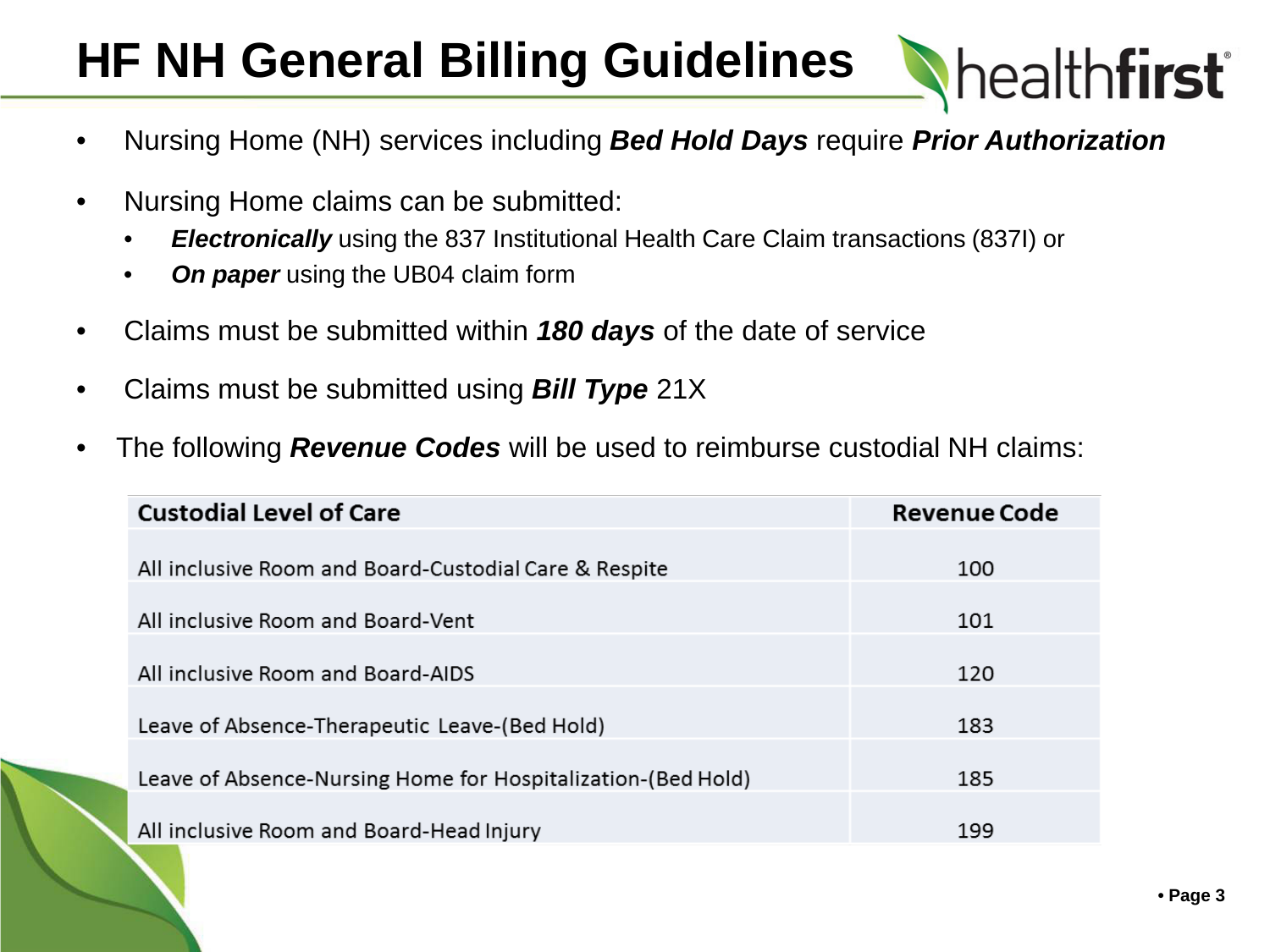# HF NH General Billing Guidelines

- Nursing Home (NH) services including ***Bed Hold Days*** require ***Prior Authorization***
- Nursing Home claims can be submitted:
  - ***Electronically*** using the 837 Institutional Health Care Claim transactions (837I) or
  - ***On paper*** using the UB04 claim form
- Claims must be submitted within ***180 days*** of the date of service
- Claims must be submitted using ***Bill Type*** 21X
- The following ***Revenue Codes*** will be used to reimburse custodial NH claims:

| Custodial Level of Care | Revenue Code |
|---|---|
| All inclusive Room and Board-Custodial Care & Respite | 100 |
| All inclusive Room and Board-Vent | 101 |
| All inclusive Room and Board-AIDS | 120 |
| Leave of Absence-Therapeutic Leave-(Bed Hold) | 183 |
| Leave of Absence-Nursing Home for Hospitalization-(Bed Hold) | 185 |
| All inclusive Room and Board-Head Injury | 199 |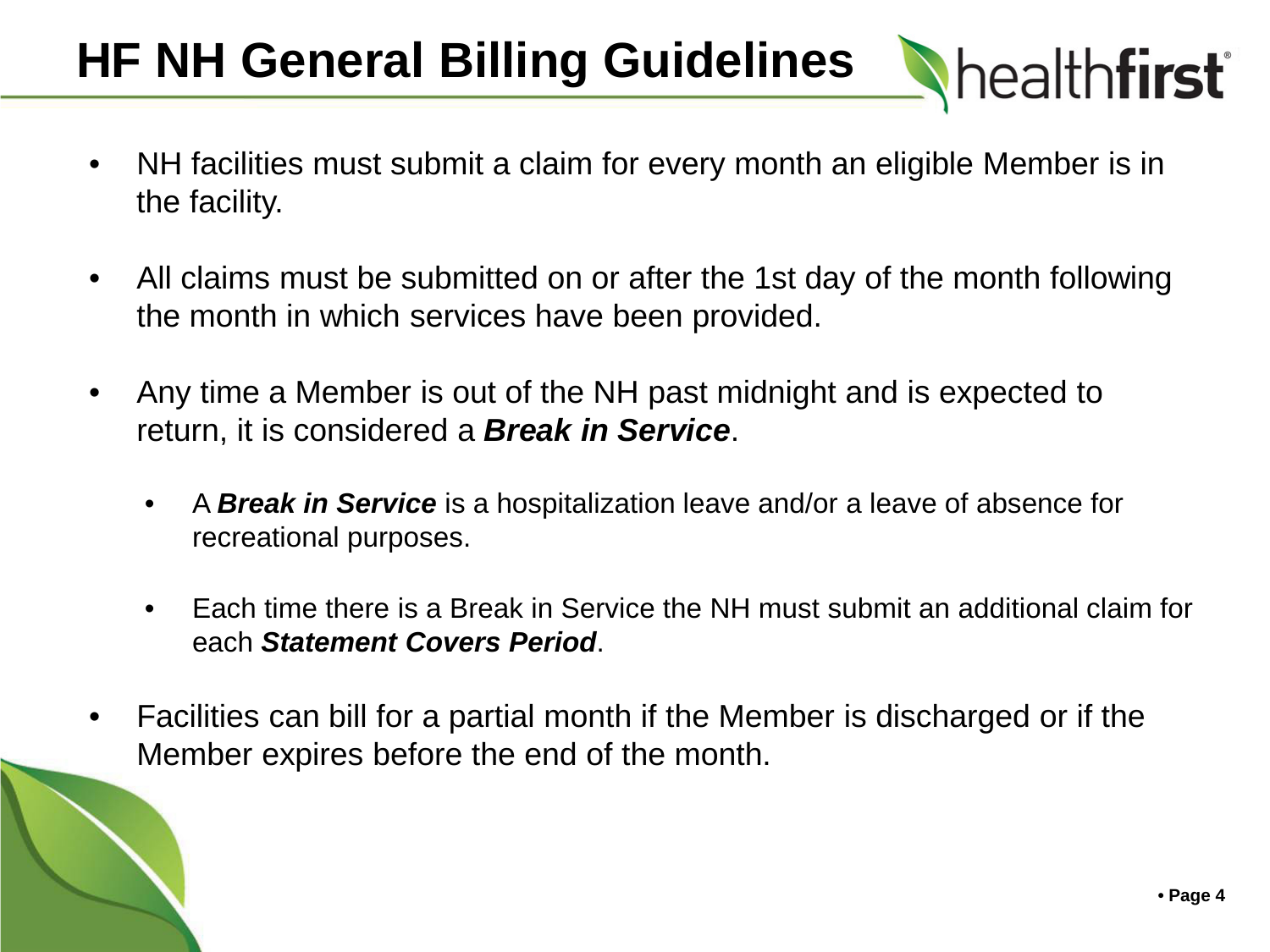# HF NH General Billing Guidelines

- NH facilities must submit a claim for every month an eligible Member is in the facility.
- All claims must be submitted on or after the 1st day of the month following the month in which services have been provided.
- Any time a Member is out of the NH past midnight and is expected to return, it is considered a ***Break in Service***.
  - A ***Break in Service*** is a hospitalization leave and/or a leave of absence for recreational purposes.
  - Each time there is a Break in Service the NH must submit an additional claim for each ***Statement Covers Period***.
- Facilities can bill for a partial month if the Member is discharged or if the Member expires before the end of the month.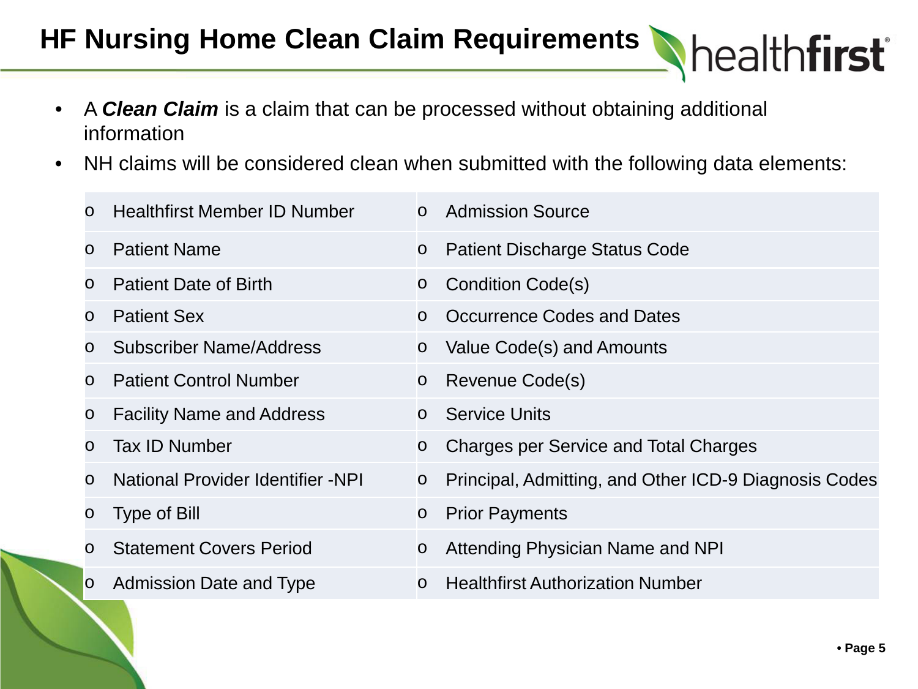# HF Nursing Home Clean Claim Requirements

- A ***Clean Claim*** is a claim that can be processed without obtaining additional information
- NH claims will be considered clean when submitted with the following data elements:

| | |
|---|---|
| o Healthfirst Member ID Number | o Admission Source |
| o Patient Name | o Patient Discharge Status Code |
| o Patient Date of Birth | o Condition Code(s) |
| o Patient Sex | o Occurrence Codes and Dates |
| o Subscriber Name/Address | o Value Code(s) and Amounts |
| o Patient Control Number | o Revenue Code(s) |
| o Facility Name and Address | o Service Units |
| o Tax ID Number | o Charges per Service and Total Charges |
| o National Provider Identifier -NPI | o Principal, Admitting, and Other ICD-9 Diagnosis Codes |
| o Type of Bill | o Prior Payments |
| o Statement Covers Period | o Attending Physician Name and NPI |
| o Admission Date and Type | o Healthfirst Authorization Number |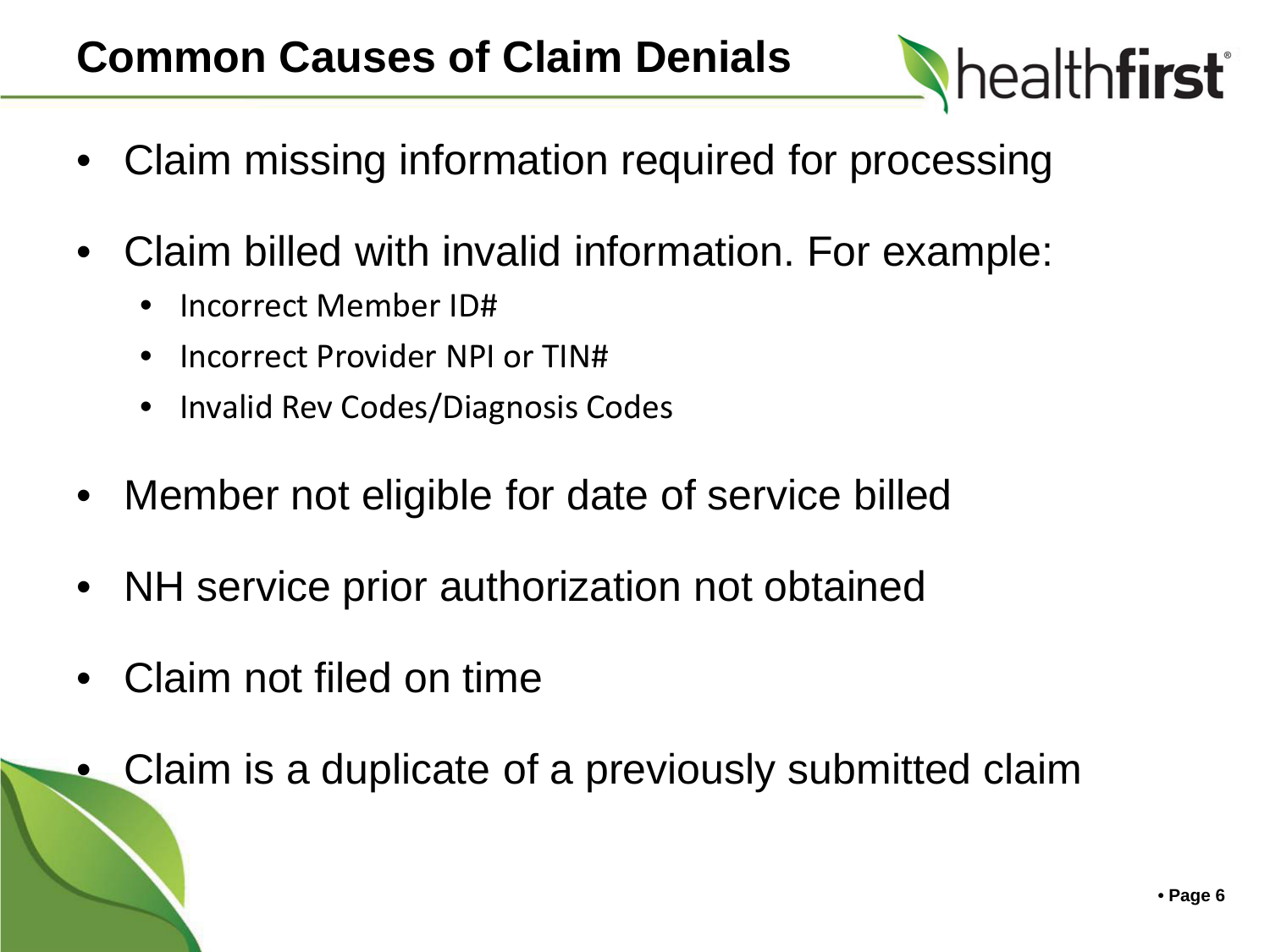# Common Causes of Claim Denials

- Claim missing information required for processing
- Claim billed with invalid information. For example:
  - Incorrect Member ID#
  - Incorrect Provider NPI or TIN#
  - Invalid Rev Codes/Diagnosis Codes
- Member not eligible for date of service billed
- NH service prior authorization not obtained
- Claim not filed on time
- Claim is a duplicate of a previously submitted claim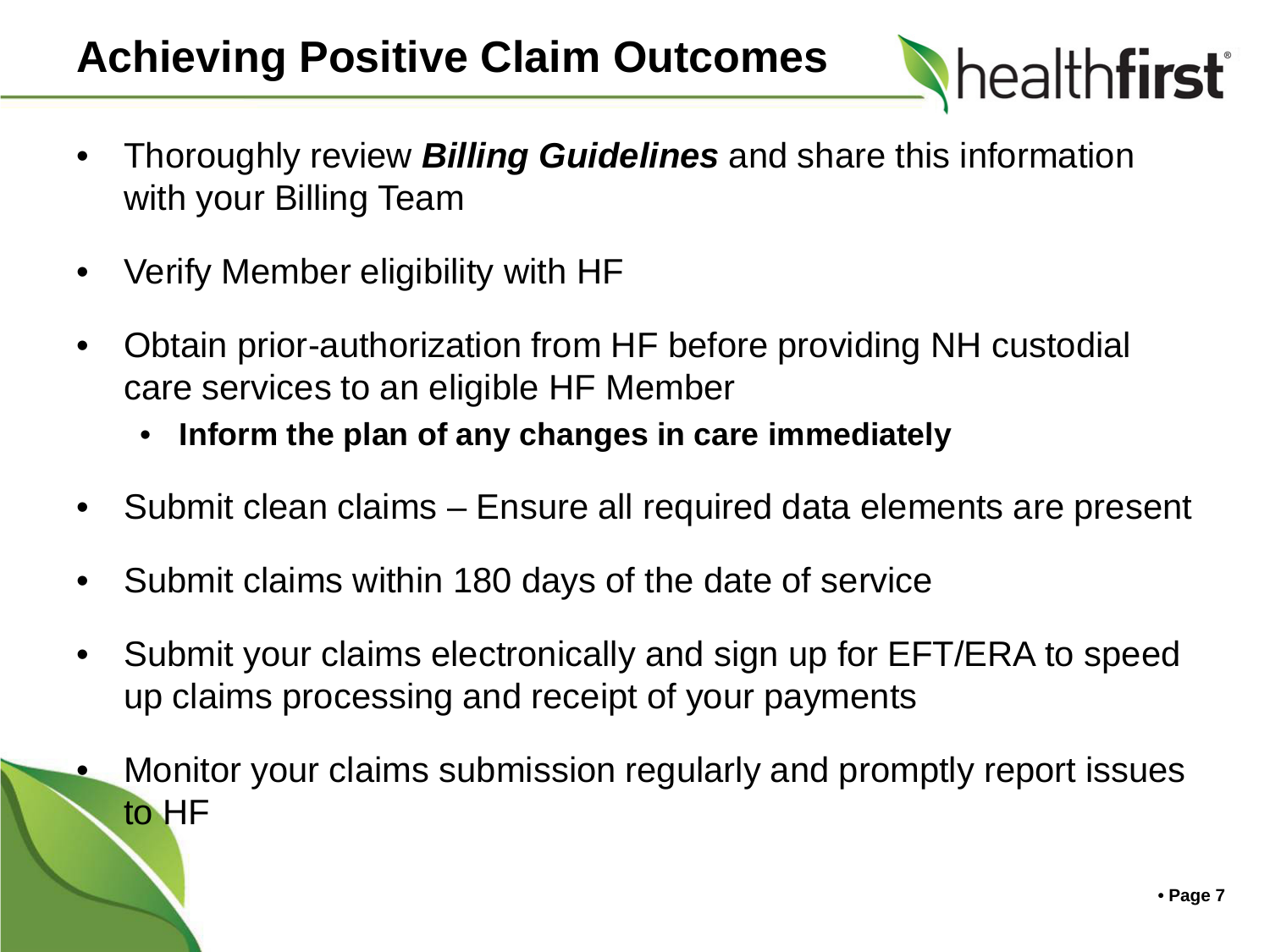# Achieving Positive Claim Outcomes

- Thoroughly review ***Billing Guidelines*** and share this information with your Billing Team
- Verify Member eligibility with HF
- Obtain prior-authorization from HF before providing NH custodial care services to an eligible HF Member
  - **Inform the plan of any changes in care immediately**
- Submit clean claims – Ensure all required data elements are present
- Submit claims within 180 days of the date of service
- Submit your claims electronically and sign up for EFT/ERA to speed up claims processing and receipt of your payments
- Monitor your claims submission regularly and promptly report issues to HF